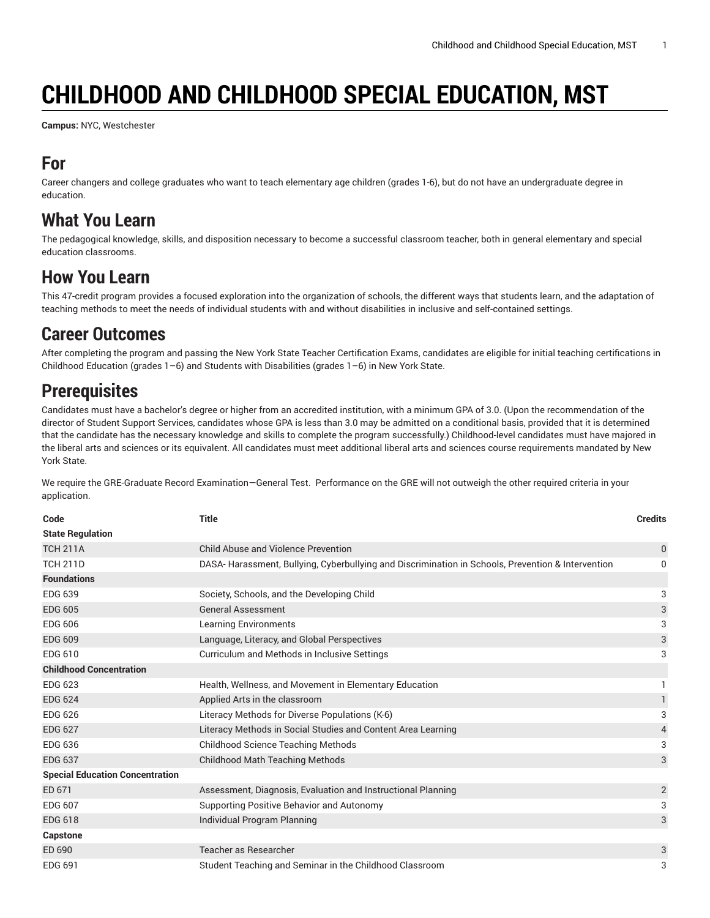# CHILDHOOD AND CHILDHOOD SPECIAL EDUCATION, MST

**Campus:** NYC, Westchester

## For

Career changers and college graduates who want to teach elementary age children (grades 1-6), but do not have an undergraduate degree in education.

## What You Learn

The pedagogical knowledge, skills, and disposition necessary to become a successful classroom teacher, both in general elementary and special education classrooms.

## How You Learn

This 47-credit program provides a focused exploration into the organization of schools, the different ways that students learn, and the adaptation of teaching methods to meet the needs of individual students with and without disabilities in inclusive and self-contained settings.

## Career Outcomes

After completing the program and passing the New York State Teacher Certification Exams, candidates are eligible for initial teaching certifications in Childhood Education (grades 1–6) and Students with Disabilities (grades 1–6) in New York State.

## Prerequisites

Candidates must have a bachelor's degree or higher from an accredited institution, with a minimum GPA of 3.0. (Upon the recommendation of the director of Student Support Services, candidates whose GPA is less than 3.0 may be admitted on a conditional basis, provided that it is determined that the candidate has the necessary knowledge and skills to complete the program successfully.) Childhood-level candidates must have majored in the liberal arts and sciences or its equivalent. All candidates must meet additional liberal arts and sciences course requirements mandated by New York State.

We require the GRE-Graduate Record Examination—General Test. Performance on the GRE will not outweigh the other required criteria in your application.

| Code | Title | Credits |
|---|---|---|
| **State Regulation** | | |
| TCH 211A | Child Abuse and Violence Prevention | 0 |
| TCH 211D | DASA- Harassment, Bullying, Cyberbullying and Discrimination in Schools, Prevention & Intervention | 0 |
| **Foundations** | | |
| EDG 639 | Society, Schools, and the Developing Child | 3 |
| EDG 605 | General Assessment | 3 |
| EDG 606 | Learning Environments | 3 |
| EDG 609 | Language, Literacy, and Global Perspectives | 3 |
| EDG 610 | Curriculum and Methods in Inclusive Settings | 3 |
| **Childhood Concentration** | | |
| EDG 623 | Health, Wellness, and Movement in Elementary Education | 1 |
| EDG 624 | Applied Arts in the classroom | 1 |
| EDG 626 | Literacy Methods for Diverse Populations (K-6) | 3 |
| EDG 627 | Literacy Methods in Social Studies and Content Area Learning | 4 |
| EDG 636 | Childhood Science Teaching Methods | 3 |
| EDG 637 | Childhood Math Teaching Methods | 3 |
| **Special Education Concentration** | | |
| ED 671 | Assessment, Diagnosis, Evaluation and Instructional Planning | 2 |
| EDG 607 | Supporting Positive Behavior and Autonomy | 3 |
| EDG 618 | Individual Program Planning | 3 |
| **Capstone** | | |
| ED 690 | Teacher as Researcher | 3 |
| EDG 691 | Student Teaching and Seminar in the Childhood Classroom | 3 |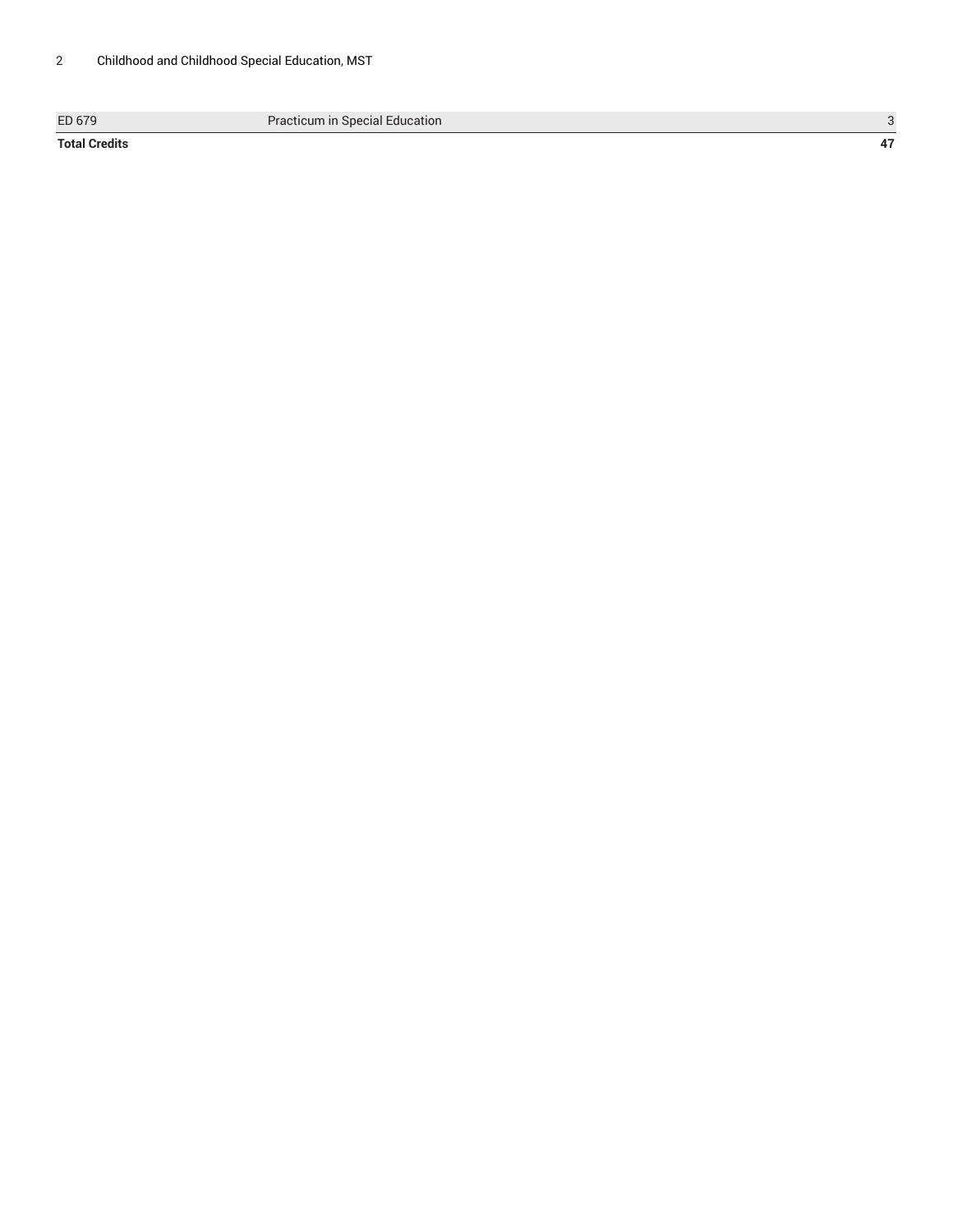| | | |
|---|---|---|
| ED 679 | Practicum in Special Education | 3 |
| **Total Credits** | | **47** |